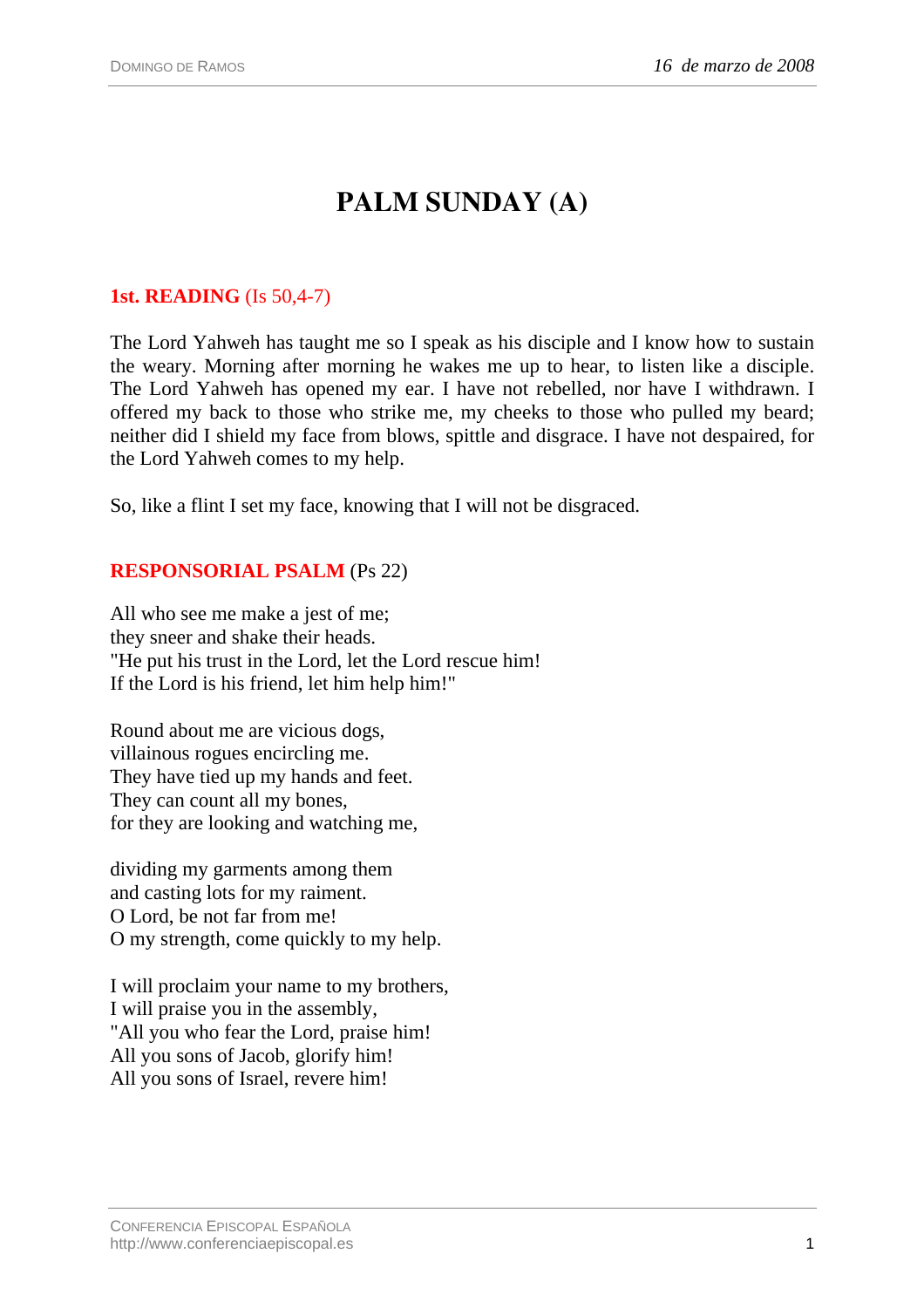# PALM SUNDAY (A)

**1st. READING** (Is 50,4-7)

The Lord Yahweh has taught me so I speak as his disciple and I know how to sustain the weary. Morning after morning he wakes me up to hear, to listen like a disciple. The Lord Yahweh has opened my ear. I have not rebelled, nor have I withdrawn. I offered my back to those who strike me, my cheeks to those who pulled my beard; neither did I shield my face from blows, spittle and disgrace. I have not despaired, for the Lord Yahweh comes to my help.

So, like a flint I set my face, knowing that I will not be disgraced.

**RESPONSORIAL PSALM** (Ps 22)

All who see me make a jest of me;  
they sneer and shake their heads.  
"He put his trust in the Lord, let the Lord rescue him!  
If the Lord is his friend, let him help him!"

Round about me are vicious dogs,  
villainous rogues encircling me.  
They have tied up my hands and feet.  
They can count all my bones,  
for they are looking and watching me,

dividing my garments among them  
and casting lots for my raiment.  
O Lord, be not far from me!  
O my strength, come quickly to my help.

I will proclaim your name to my brothers,  
I will praise you in the assembly,  
"All you who fear the Lord, praise him!  
All you sons of Jacob, glorify him!  
All you sons of Israel, revere him!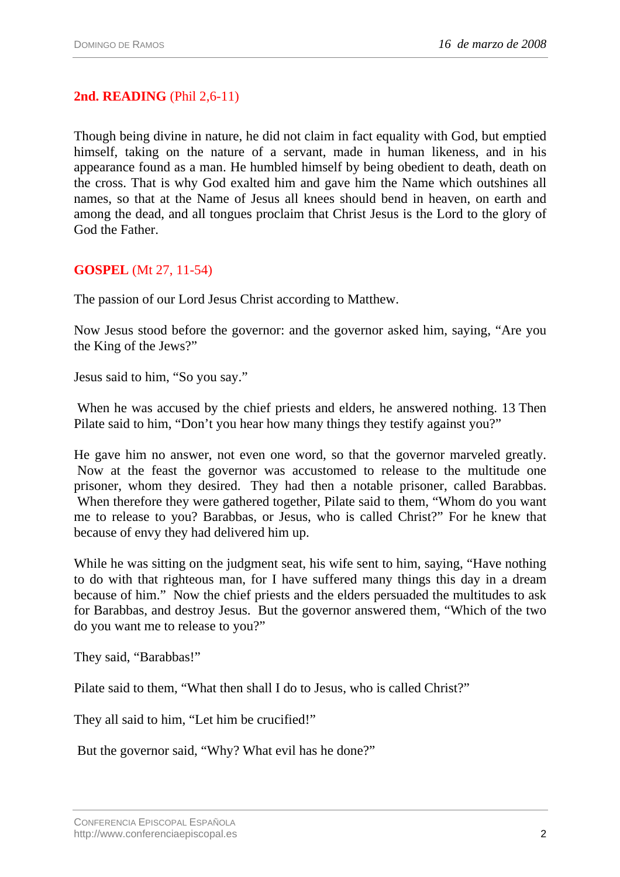**2nd. READING** (Phil 2,6-11)

Though being divine in nature, he did not claim in fact equality with God, but emptied himself, taking on the nature of a servant, made in human likeness, and in his appearance found as a man. He humbled himself by being obedient to death, death on the cross. That is why God exalted him and gave him the Name which outshines all names, so that at the Name of Jesus all knees should bend in heaven, on earth and among the dead, and all tongues proclaim that Christ Jesus is the Lord to the glory of God the Father.

**GOSPEL** (Mt 27, 11-54)

The passion of our Lord Jesus Christ according to Matthew.

Now Jesus stood before the governor: and the governor asked him, saying, “Are you the King of the Jews?”

Jesus said to him, “So you say.”

When he was accused by the chief priests and elders, he answered nothing. 13 Then Pilate said to him, “Don’t you hear how many things they testify against you?”

He gave him no answer, not even one word, so that the governor marveled greatly. Now at the feast the governor was accustomed to release to the multitude one prisoner, whom they desired. They had then a notable prisoner, called Barabbas. When therefore they were gathered together, Pilate said to them, “Whom do you want me to release to you? Barabbas, or Jesus, who is called Christ?” For he knew that because of envy they had delivered him up.

While he was sitting on the judgment seat, his wife sent to him, saying, “Have nothing to do with that righteous man, for I have suffered many things this day in a dream because of him.” Now the chief priests and the elders persuaded the multitudes to ask for Barabbas, and destroy Jesus. But the governor answered them, “Which of the two do you want me to release to you?”

They said, “Barabbas!”

Pilate said to them, “What then shall I do to Jesus, who is called Christ?”

They all said to him, “Let him be crucified!”

But the governor said, “Why? What evil has he done?”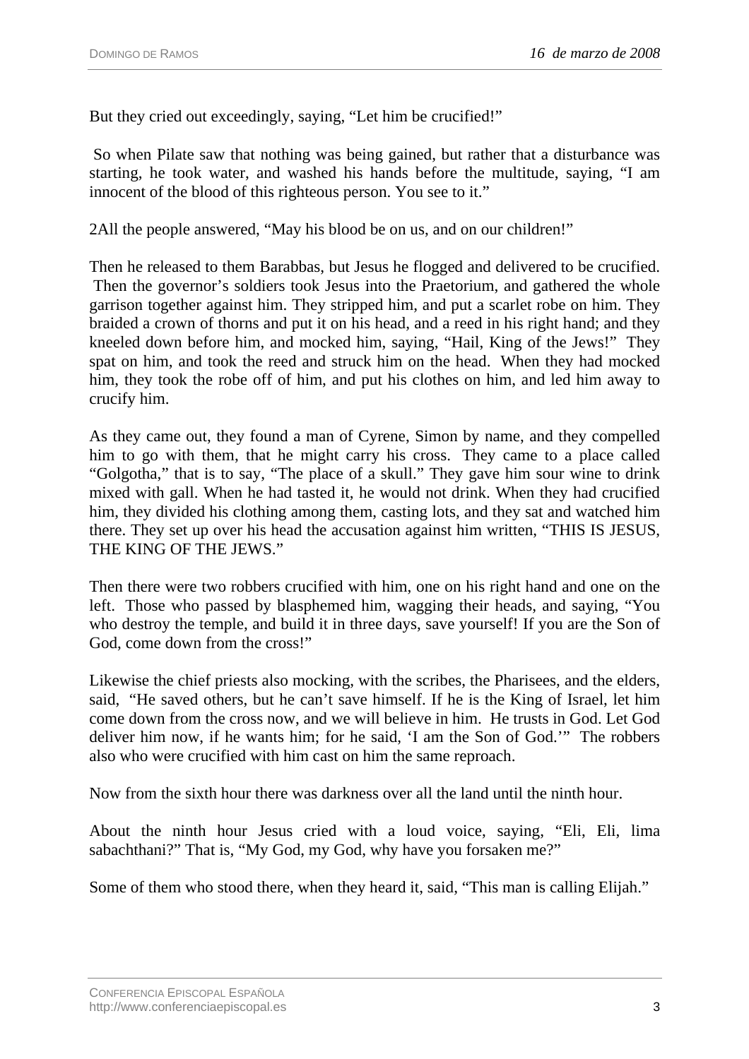But they cried out exceedingly, saying, “Let him be crucified!”

So when Pilate saw that nothing was being gained, but rather that a disturbance was starting, he took water, and washed his hands before the multitude, saying, “I am innocent of the blood of this righteous person. You see to it.”

2All the people answered, “May his blood be on us, and on our children!”

Then he released to them Barabbas, but Jesus he flogged and delivered to be crucified. Then the governor’s soldiers took Jesus into the Praetorium, and gathered the whole garrison together against him. They stripped him, and put a scarlet robe on him. They braided a crown of thorns and put it on his head, and a reed in his right hand; and they kneeled down before him, and mocked him, saying, “Hail, King of the Jews!” They spat on him, and took the reed and struck him on the head. When they had mocked him, they took the robe off of him, and put his clothes on him, and led him away to crucify him.

As they came out, they found a man of Cyrene, Simon by name, and they compelled him to go with them, that he might carry his cross. They came to a place called “Golgotha,” that is to say, “The place of a skull.” They gave him sour wine to drink mixed with gall. When he had tasted it, he would not drink. When they had crucified him, they divided his clothing among them, casting lots, and they sat and watched him there. They set up over his head the accusation against him written, “THIS IS JESUS, THE KING OF THE JEWS.”

Then there were two robbers crucified with him, one on his right hand and one on the left. Those who passed by blasphemed him, wagging their heads, and saying, “You who destroy the temple, and build it in three days, save yourself! If you are the Son of God, come down from the cross!”

Likewise the chief priests also mocking, with the scribes, the Pharisees, and the elders, said, “He saved others, but he can’t save himself. If he is the King of Israel, let him come down from the cross now, and we will believe in him. He trusts in God. Let God deliver him now, if he wants him; for he said, ‘I am the Son of God.’” The robbers also who were crucified with him cast on him the same reproach.

Now from the sixth hour there was darkness over all the land until the ninth hour.

About the ninth hour Jesus cried with a loud voice, saying, “Eli, Eli, lima sabachthani?” That is, “My God, my God, why have you forsaken me?”

Some of them who stood there, when they heard it, said, “This man is calling Elijah.”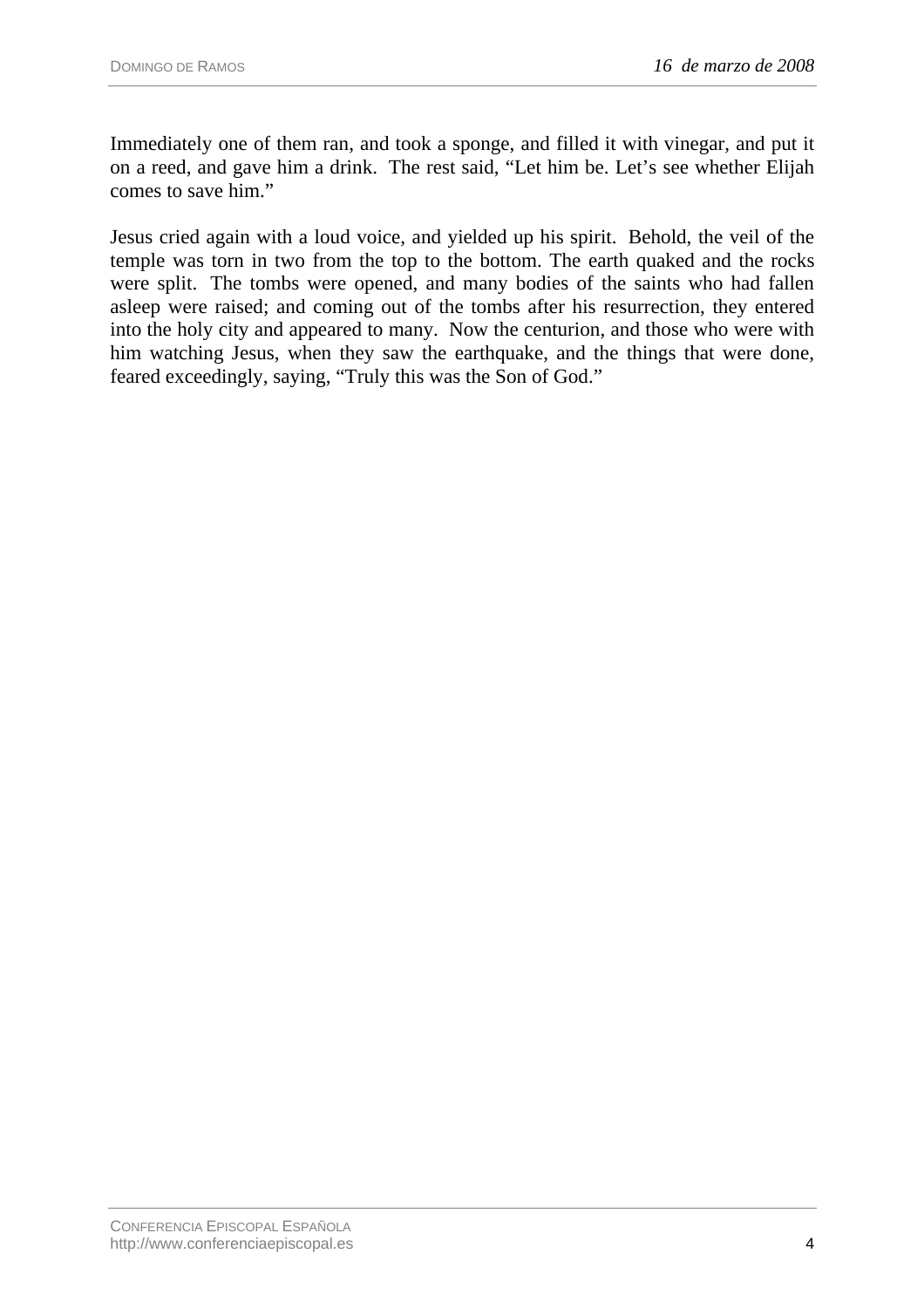Immediately one of them ran, and took a sponge, and filled it with vinegar, and put it on a reed, and gave him a drink. The rest said, “Let him be. Let’s see whether Elijah comes to save him.”

Jesus cried again with a loud voice, and yielded up his spirit. Behold, the veil of the temple was torn in two from the top to the bottom. The earth quaked and the rocks were split. The tombs were opened, and many bodies of the saints who had fallen asleep were raised; and coming out of the tombs after his resurrection, they entered into the holy city and appeared to many. Now the centurion, and those who were with him watching Jesus, when they saw the earthquake, and the things that were done, feared exceedingly, saying, “Truly this was the Son of God.”